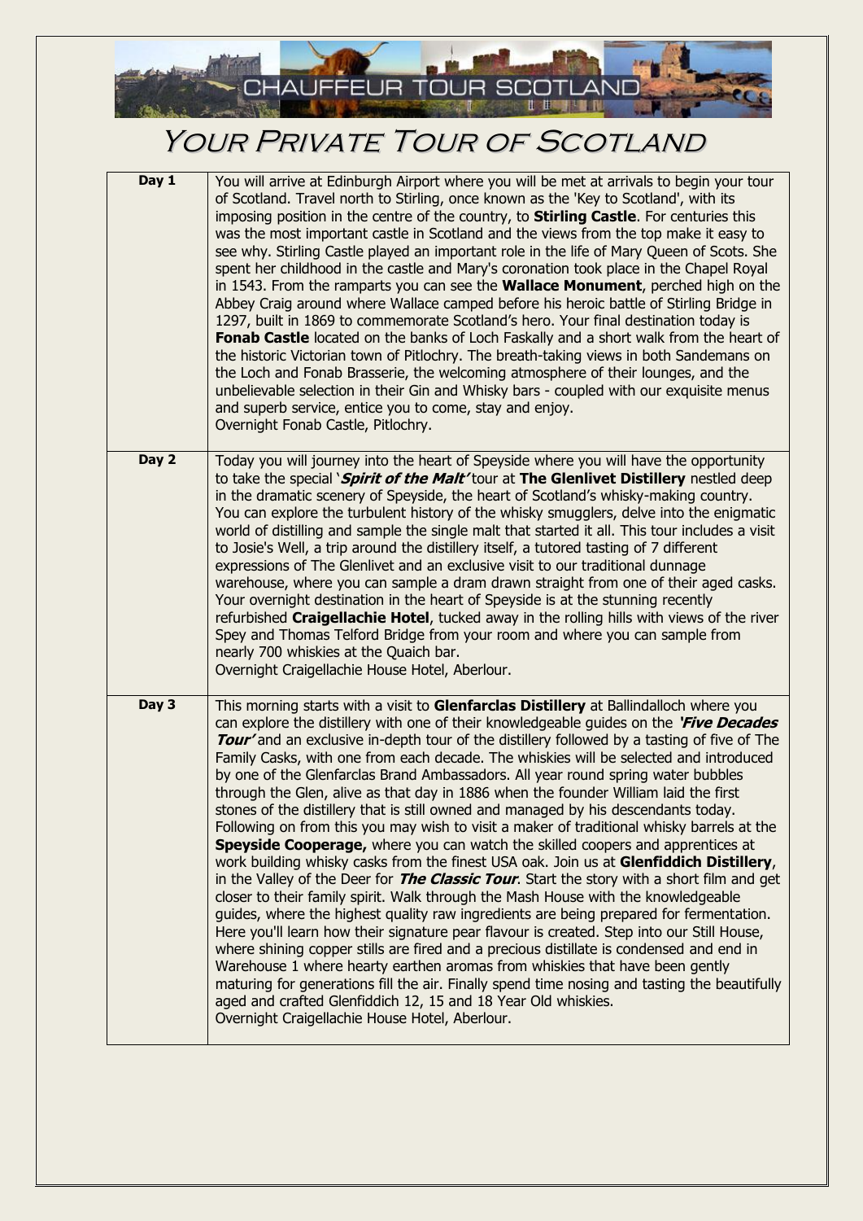CHAUFFEUR TOUR SCOTLAND

# Your Private Tour of Scotland

| | |
|---|---|
| **Day 1** | You will arrive at Edinburgh Airport where you will be met at arrivals to begin your tour of Scotland. Travel north to Stirling, once known as the 'Key to Scotland', with its imposing position in the centre of the country, to **Stirling Castle**. For centuries this was the most important castle in Scotland and the views from the top make it easy to see why. Stirling Castle played an important role in the life of Mary Queen of Scots. She spent her childhood in the castle and Mary's coronation took place in the Chapel Royal in 1543. From the ramparts you can see the **Wallace Monument**, perched high on the Abbey Craig around where Wallace camped before his heroic battle of Stirling Bridge in 1297, built in 1869 to commemorate Scotland's hero. Your final destination today is **Fonab Castle** located on the banks of Loch Faskally and a short walk from the heart of the historic Victorian town of Pitlochry. The breath-taking views in both Sandemans on the Loch and Fonab Brasserie, the welcoming atmosphere of their lounges, and the unbelievable selection in their Gin and Whisky bars - coupled with our exquisite menus and superb service, entice you to come, stay and enjoy.<br>Overnight Fonab Castle, Pitlochry. |
| **Day 2** | Today you will journey into the heart of Speyside where you will have the opportunity to take the special '***Spirit of the Malt'*** tour at **The Glenlivet Distillery** nestled deep in the dramatic scenery of Speyside, the heart of Scotland's whisky-making country. You can explore the turbulent history of the whisky smugglers, delve into the enigmatic world of distilling and sample the single malt that started it all. This tour includes a visit to Josie's Well, a trip around the distillery itself, a tutored tasting of 7 different expressions of The Glenlivet and an exclusive visit to our traditional dunnage warehouse, where you can sample a dram drawn straight from one of their aged casks. Your overnight destination in the heart of Speyside is at the stunning recently refurbished **Craigellachie Hotel**, tucked away in the rolling hills with views of the river Spey and Thomas Telford Bridge from your room and where you can sample from nearly 700 whiskies at the Quaich bar.<br>Overnight Craigellachie House Hotel, Aberlour. |
| **Day 3** | This morning starts with a visit to **Glenfarclas Distillery** at Ballindalloch where you can explore the distillery with one of their knowledgeable guides on the ***'Five Decades Tour'*** and an exclusive in-depth tour of the distillery followed by a tasting of five of The Family Casks, with one from each decade. The whiskies will be selected and introduced by one of the Glenfarclas Brand Ambassadors. All year round spring water bubbles through the Glen, alive as that day in 1886 when the founder William laid the first stones of the distillery that is still owned and managed by his descendants today. Following on from this you may wish to visit a maker of traditional whisky barrels at the **Speyside Cooperage,** where you can watch the skilled coopers and apprentices at work building whisky casks from the finest USA oak. Join us at **Glenfiddich Distillery**, in the Valley of the Deer for ***The Classic Tour***. Start the story with a short film and get closer to their family spirit. Walk through the Mash House with the knowledgeable guides, where the highest quality raw ingredients are being prepared for fermentation. Here you'll learn how their signature pear flavour is created. Step into our Still House, where shining copper stills are fired and a precious distillate is condensed and end in Warehouse 1 where hearty earthen aromas from whiskies that have been gently maturing for generations fill the air. Finally spend time nosing and tasting the beautifully aged and crafted Glenfiddich 12, 15 and 18 Year Old whiskies.<br>Overnight Craigellachie House Hotel, Aberlour. |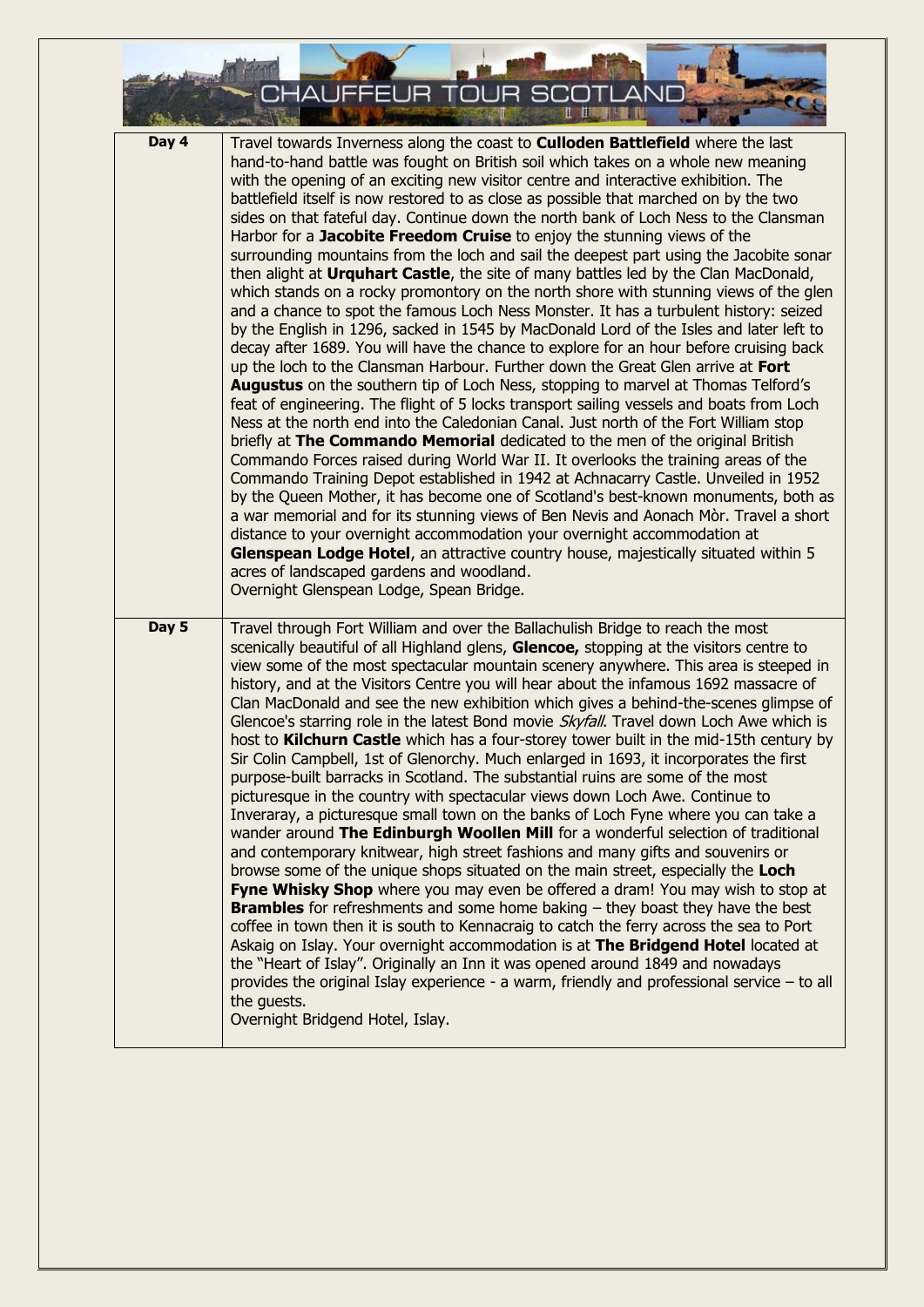| | |
|---|---|
| **Day 4** | Travel towards Inverness along the coast to **Culloden Battlefield** where the last hand-to-hand battle was fought on British soil which takes on a whole new meaning with the opening of an exciting new visitor centre and interactive exhibition. The battlefield itself is now restored to as close as possible that marched on by the two sides on that fateful day. Continue down the north bank of Loch Ness to the Clansman Harbor for a **Jacobite Freedom Cruise** to enjoy the stunning views of the surrounding mountains from the loch and sail the deepest part using the Jacobite sonar then alight at **Urquhart Castle**, the site of many battles led by the Clan MacDonald, which stands on a rocky promontory on the north shore with stunning views of the glen and a chance to spot the famous Loch Ness Monster. It has a turbulent history: seized by the English in 1296, sacked in 1545 by MacDonald Lord of the Isles and later left to decay after 1689. You will have the chance to explore for an hour before cruising back up the loch to the Clansman Harbour. Further down the Great Glen arrive at **Fort Augustus** on the southern tip of Loch Ness, stopping to marvel at Thomas Telford's feat of engineering. The flight of 5 locks transport sailing vessels and boats from Loch Ness at the north end into the Caledonian Canal. Just north of the Fort William stop briefly at **The Commando Memorial** dedicated to the men of the original British Commando Forces raised during World War II. It overlooks the training areas of the Commando Training Depot established in 1942 at Achnacarry Castle. Unveiled in 1952 by the Queen Mother, it has become one of Scotland's best-known monuments, both as a war memorial and for its stunning views of Ben Nevis and Aonach Mòr. Travel a short distance to your overnight accommodation your overnight accommodation at **Glenspean Lodge Hotel**, an attractive country house, majestically situated within 5 acres of landscaped gardens and woodland.<br>Overnight Glenspean Lodge, Spean Bridge. |
| **Day 5** | Travel through Fort William and over the Ballachulish Bridge to reach the most scenically beautiful of all Highland glens, **Glencoe,** stopping at the visitors centre to view some of the most spectacular mountain scenery anywhere. This area is steeped in history, and at the Visitors Centre you will hear about the infamous 1692 massacre of Clan MacDonald and see the new exhibition which gives a behind-the-scenes glimpse of Glencoe's starring role in the latest Bond movie *Skyfall*. Travel down Loch Awe which is host to **Kilchurn Castle** which has a four-storey tower built in the mid-15th century by Sir Colin Campbell, 1st of Glenorchy. Much enlarged in 1693, it incorporates the first purpose-built barracks in Scotland. The substantial ruins are some of the most picturesque in the country with spectacular views down Loch Awe. Continue to Inveraray, a picturesque small town on the banks of Loch Fyne where you can take a wander around **The Edinburgh Woollen Mill** for a wonderful selection of traditional and contemporary knitwear, high street fashions and many gifts and souvenirs or browse some of the unique shops situated on the main street, especially the **Loch Fyne Whisky Shop** where you may even be offered a dram! You may wish to stop at **Brambles** for refreshments and some home baking – they boast they have the best coffee in town then it is south to Kennacraig to catch the ferry across the sea to Port Askaig on Islay. Your overnight accommodation is at **The Bridgend Hotel** located at the "Heart of Islay". Originally an Inn it was opened around 1849 and nowadays provides the original Islay experience - a warm, friendly and professional service – to all the guests.<br>Overnight Bridgend Hotel, Islay. |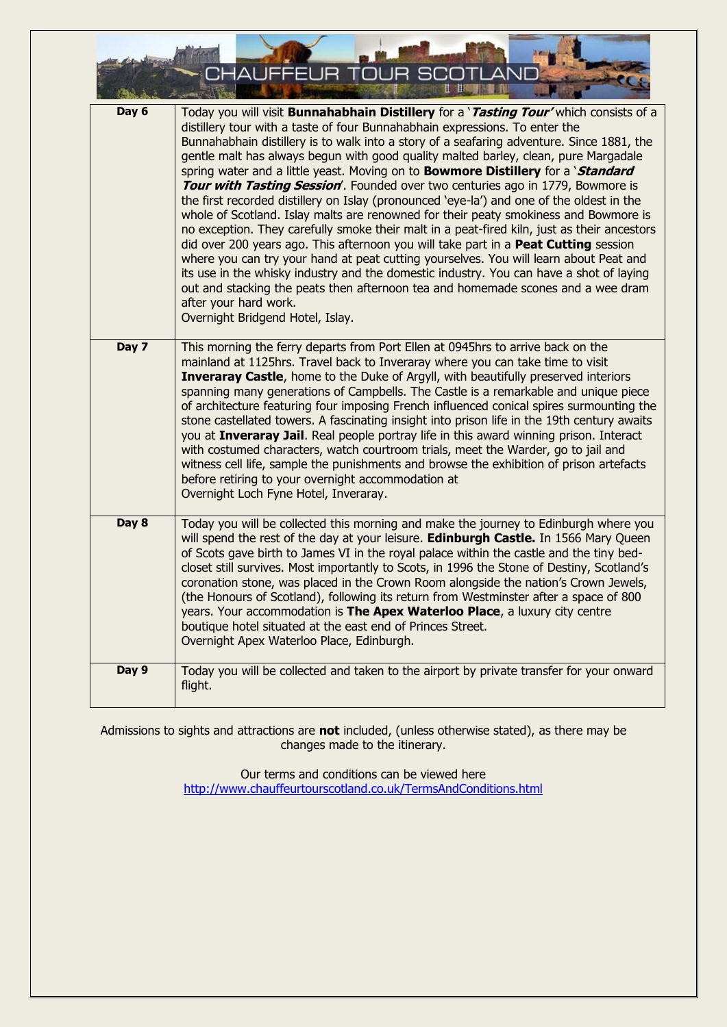| | |
|---|---|
| **Day 6** | Today you will visit **Bunnahabhain Distillery** for a '***Tasting Tour'*** which consists of a distillery tour with a taste of four Bunnahabhain expressions. To enter the Bunnahabhain distillery is to walk into a story of a seafaring adventure. Since 1881, the gentle malt has always begun with good quality malted barley, clean, pure Margadale spring water and a little yeast. Moving on to **Bowmore Distillery** for a '***Standard Tour with Tasting Session***'. Founded over two centuries ago in 1779, Bowmore is the first recorded distillery on Islay (pronounced 'eye-la') and one of the oldest in the whole of Scotland. Islay malts are renowned for their peaty smokiness and Bowmore is no exception. They carefully smoke their malt in a peat-fired kiln, just as their ancestors did over 200 years ago. This afternoon you will take part in a **Peat Cutting** session where you can try your hand at peat cutting yourselves. You will learn about Peat and its use in the whisky industry and the domestic industry. You can have a shot of laying out and stacking the peats then afternoon tea and homemade scones and a wee dram after your hard work.<br>Overnight Bridgend Hotel, Islay. |
| **Day 7** | This morning the ferry departs from Port Ellen at 0945hrs to arrive back on the mainland at 1125hrs. Travel back to Inveraray where you can take time to visit **Inveraray Castle**, home to the Duke of Argyll, with beautifully preserved interiors spanning many generations of Campbells. The Castle is a remarkable and unique piece of architecture featuring four imposing French influenced conical spires surmounting the stone castellated towers. A fascinating insight into prison life in the 19th century awaits you at **Inveraray Jail**. Real people portray life in this award winning prison. Interact with costumed characters, watch courtroom trials, meet the Warder, go to jail and witness cell life, sample the punishments and browse the exhibition of prison artefacts before retiring to your overnight accommodation at<br>Overnight Loch Fyne Hotel, Inveraray. |
| **Day 8** | Today you will be collected this morning and make the journey to Edinburgh where you will spend the rest of the day at your leisure. **Edinburgh Castle.** In 1566 Mary Queen of Scots gave birth to James VI in the royal palace within the castle and the tiny bed-closet still survives. Most importantly to Scots, in 1996 the Stone of Destiny, Scotland's coronation stone, was placed in the Crown Room alongside the nation's Crown Jewels, (the Honours of Scotland), following its return from Westminster after a space of 800 years. Your accommodation is **The Apex Waterloo Place**, a luxury city centre boutique hotel situated at the east end of Princes Street.<br>Overnight Apex Waterloo Place, Edinburgh. |
| **Day 9** | Today you will be collected and taken to the airport by private transfer for your onward flight. |

Admissions to sights and attractions are **not** included, (unless otherwise stated), as there may be changes made to the itinerary.

Our terms and conditions can be viewed here
http://www.chauffeurtourscotland.co.uk/TermsAndConditions.html